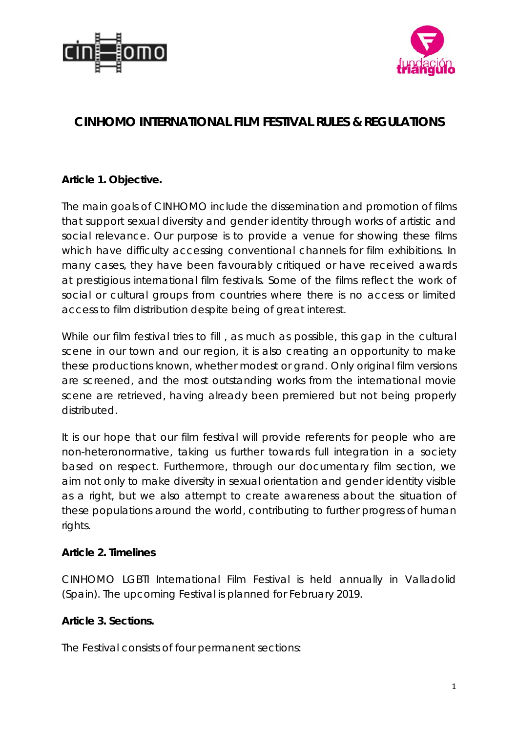# CINHOMO INTERNATIONAL FILM FESTIVAL RULES & REGULATIONS

**Article 1. Objective.**

The main goals of CINHOMO include the dissemination and promotion of films that support sexual diversity and gender identity through works of artistic and social relevance. Our purpose is to provide a venue for showing these films which have difficulty accessing conventional channels for film exhibitions. In many cases, they have been favourably critiqued or have received awards at prestigious international film festivals. Some of the films reflect the work of social or cultural groups from countries where there is no access or limited access to film distribution despite being of great interest.

While our film festival tries to fill , as much as possible, this gap in the cultural scene in our town and our region, it is also creating an opportunity to make these productions known, whether modest or grand. Only original film versions are screened, and the most outstanding works from the international movie scene are retrieved, having already been premiered but not being properly distributed.

It is our hope that our film festival will provide referents for people who are non-heteronormative, taking us further towards full integration in a society based on respect. Furthermore, through our documentary film section, we aim not only to make diversity in sexual orientation and gender identity visible as a right, but we also attempt to create awareness about the situation of these populations around the world, contributing to further progress of human rights.

**Article 2. Timelines**

CINHOMO LGBTI International Film Festival is held annually in Valladolid (Spain). The upcoming Festival is planned for February 2019.

**Article 3. Sections.**

The Festival consists of four permanent sections: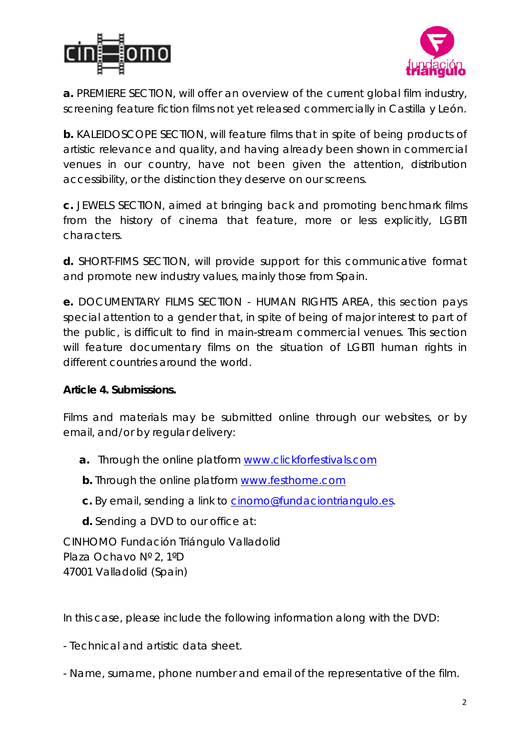**a.** PREMIERE SECTION, will offer an overview of the current global film industry, screening feature fiction films not yet released commercially in Castilla y León.

**b.** KALEIDOSCOPE SECTION, will feature films that in spite of being products of artistic relevance and quality, and having already been shown in commercial venues in our country, have not been given the attention, distribution accessibility, or the distinction they deserve on our screens.

**c.** JEWELS SECTION, aimed at bringing back and promoting benchmark films from the history of cinema that feature, more or less explicitly, LGBTI characters.

**d.** SHORT-FIMS SECTION, will provide support for this communicative format and promote new industry values, mainly those from Spain.

**e.** DOCUMENTARY FILMS SECTION - HUMAN RIGHTS AREA, this section pays special attention to a gender that, in spite of being of major interest to part of the public, is difficult to find in main-stream commercial venues. This section will feature documentary films on the situation of LGBTI human rights in different countries around the world.

**Article 4. Submissions.**

Films and materials may be submitted online through our websites, or by email, and/or by regular delivery:

- **a.** Through the online platform www.clickforfestivals.com
- **b.** Through the online platform www.festhome.com
- **c.** By email, sending a link to cinomo@fundaciontriangulo.es.
- **d.** Sending a DVD to our office at:

CINHOMO Fundación Triángulo Valladolid
Plaza Ochavo Nº 2, 1ºD
47001 Valladolid (Spain)

In this case, please include the following information along with the DVD:

- Technical and artistic data sheet.

- Name, surname, phone number and email of the representative of the film.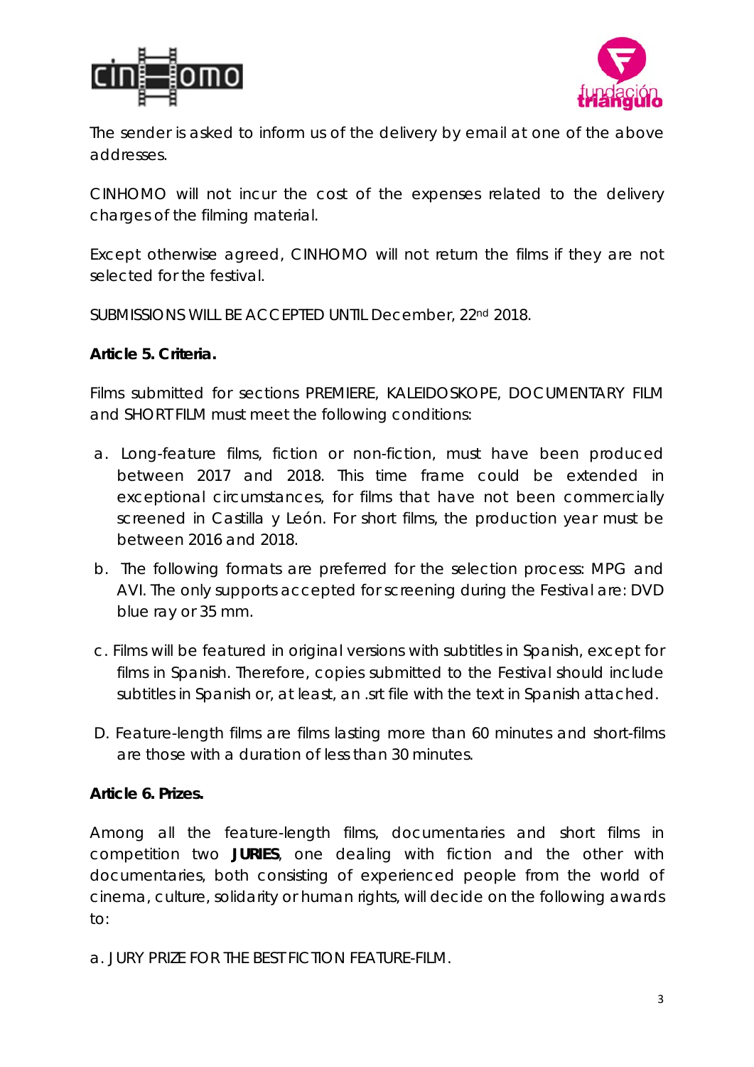The sender is asked to inform us of the delivery by email at one of the above addresses.

CINHOMO will not incur the cost of the expenses related to the delivery charges of the filming material.

Except otherwise agreed, CINHOMO will not return the films if they are not selected for the festival.

SUBMISSIONS WILL BE ACCEPTED UNTIL December, 22nd 2018.

**Article 5. Criteria.**

Films submitted for sections PREMIERE, KALEIDOSKOPE, DOCUMENTARY FILM and SHORT FILM must meet the following conditions:

a. Long-feature films, fiction or non-fiction, must have been produced between 2017 and 2018. This time frame could be extended in exceptional circumstances, for films that have not been commercially screened in Castilla y León. For short films, the production year must be between 2016 and 2018.

b. The following formats are preferred for the selection process: MPG and AVI. The only supports accepted for screening during the Festival are: DVD blue ray or 35 mm.

c. Films will be featured in original versions with subtitles in Spanish, except for films in Spanish. Therefore, copies submitted to the Festival should include subtitles in Spanish or, at least, an .srt file with the text in Spanish attached.

D. Feature-length films are films lasting more than 60 minutes and short-films are those with a duration of less than 30 minutes.

**Article 6. Prizes.**

Among all the feature-length films, documentaries and short films in competition two **JURIES**, one dealing with fiction and the other with documentaries, both consisting of experienced people from the world of cinema, culture, solidarity or human rights, will decide on the following awards to:

a. JURY PRIZE FOR THE BEST FICTION FEATURE-FILM.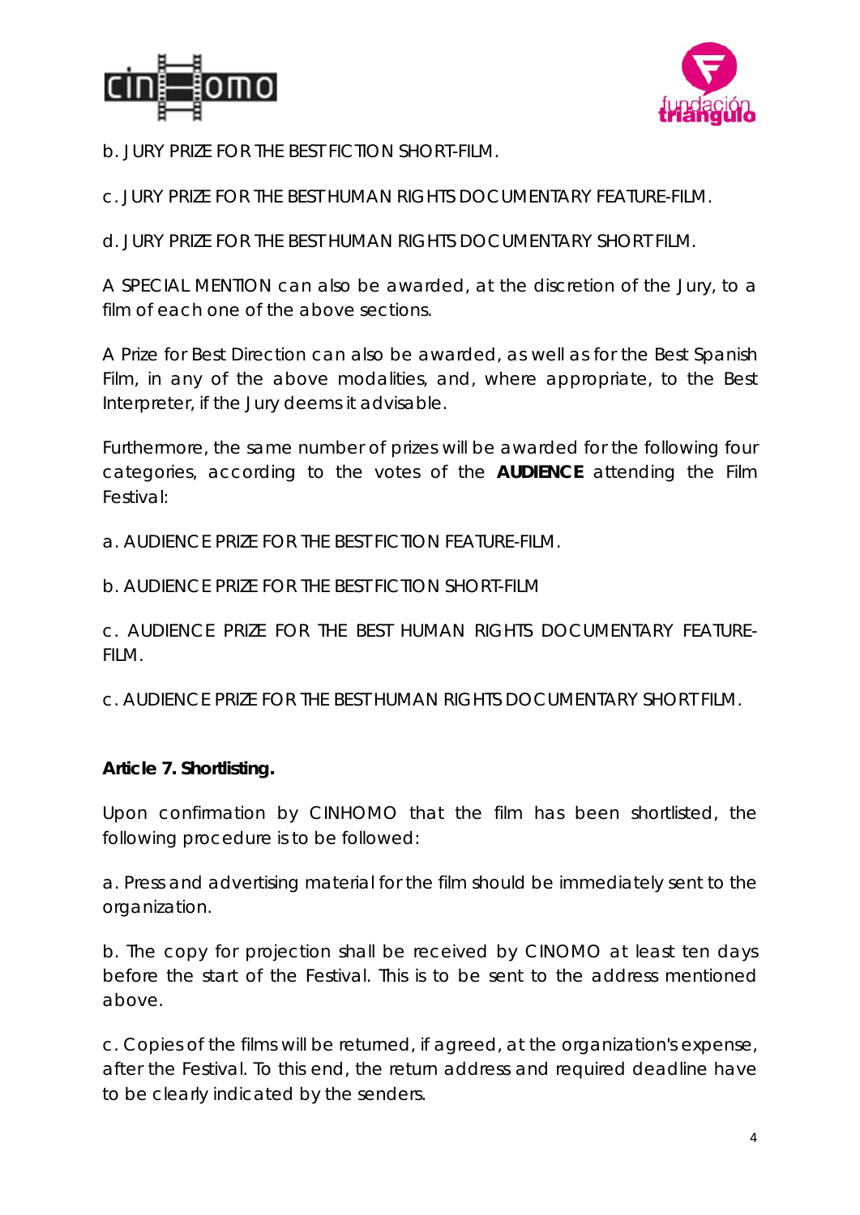b. JURY PRIZE FOR THE BEST FICTION SHORT-FILM.

c. JURY PRIZE FOR THE BEST HUMAN RIGHTS DOCUMENTARY FEATURE-FILM.

d. JURY PRIZE FOR THE BEST HUMAN RIGHTS DOCUMENTARY SHORT FILM.

A SPECIAL MENTION can also be awarded, at the discretion of the Jury, to a film of each one of the above sections.

A Prize for Best Direction can also be awarded, as well as for the Best Spanish Film, in any of the above modalities, and, where appropriate, to the Best Interpreter, if the Jury deems it advisable.

Furthermore, the same number of prizes will be awarded for the following four categories, according to the votes of the **AUDIENCE** attending the Film Festival:

a. AUDIENCE PRIZE FOR THE BEST FICTION FEATURE-FILM.

b. AUDIENCE PRIZE FOR THE BEST FICTION SHORT-FILM

c. AUDIENCE PRIZE FOR THE BEST HUMAN RIGHTS DOCUMENTARY FEATURE-FILM.

c. AUDIENCE PRIZE FOR THE BEST HUMAN RIGHTS DOCUMENTARY SHORT FILM.

**Article 7. Shortlisting.**

Upon confirmation by CINHOMO that the film has been shortlisted, the following procedure is to be followed:

a. Press and advertising material for the film should be immediately sent to the organization.

b. The copy for projection shall be received by CINOMO at least ten days before the start of the Festival. This is to be sent to the address mentioned above.

c. Copies of the films will be returned, if agreed, at the organization's expense, after the Festival. To this end, the return address and required deadline have to be clearly indicated by the senders.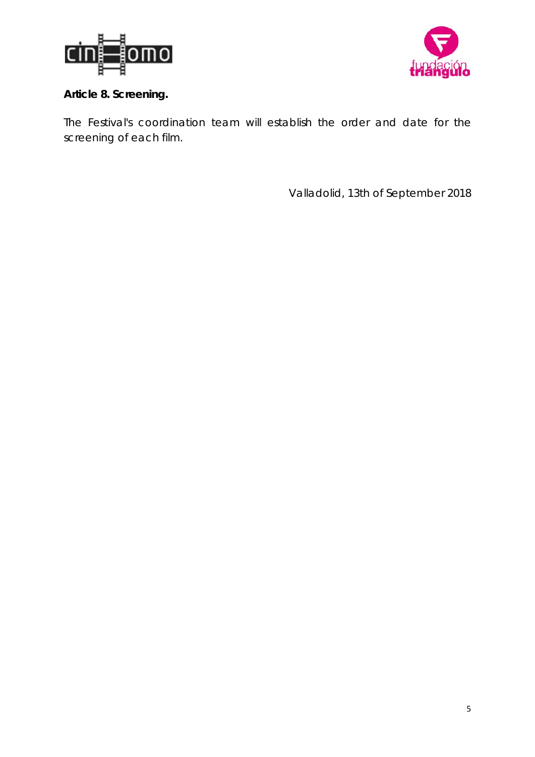**Article 8. Screening.**

The Festival's coordination team will establish the order and date for the screening of each film.

Valladolid, 13th of September 2018